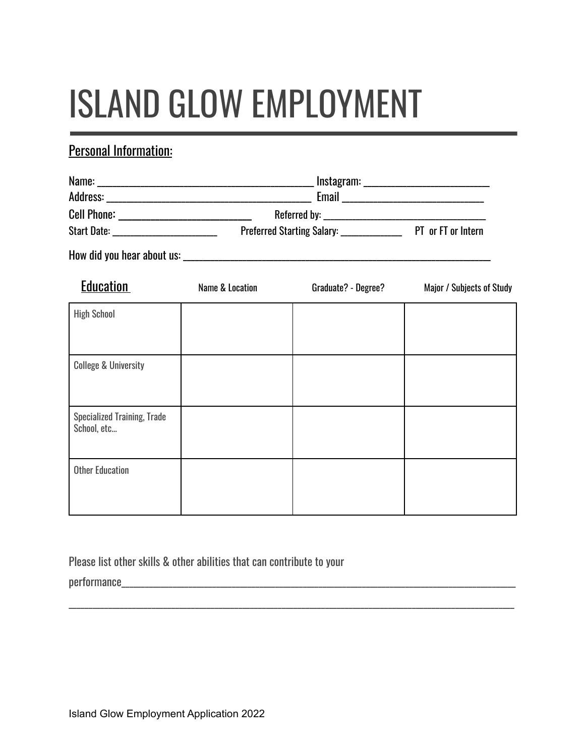# ISLAND GLOW EMPLOYMENT

## Personal Information:

Name: ___________________________________________ Instagram: _________________________
Address: _________________________________________ Email ____________________________
Cell Phone: __________________________ Referred by: __________________________________
Start Date: _____________________ Preferred Starting Salary: ____________ PT or FT or Intern

How did you hear about us: _____________________________________________________________

| Education | Name & Location | Graduate? - Degree? | Major / Subjects of Study |
|---|---|---|---|
| High School | | | |
| College & University | | | |
| Specialized Training, Trade School, etc... | | | |
| Other Education | | | |

Please list other skills & other abilities that can contribute to your performance_____________________________________________________________________________
_____________________________________________________________________________________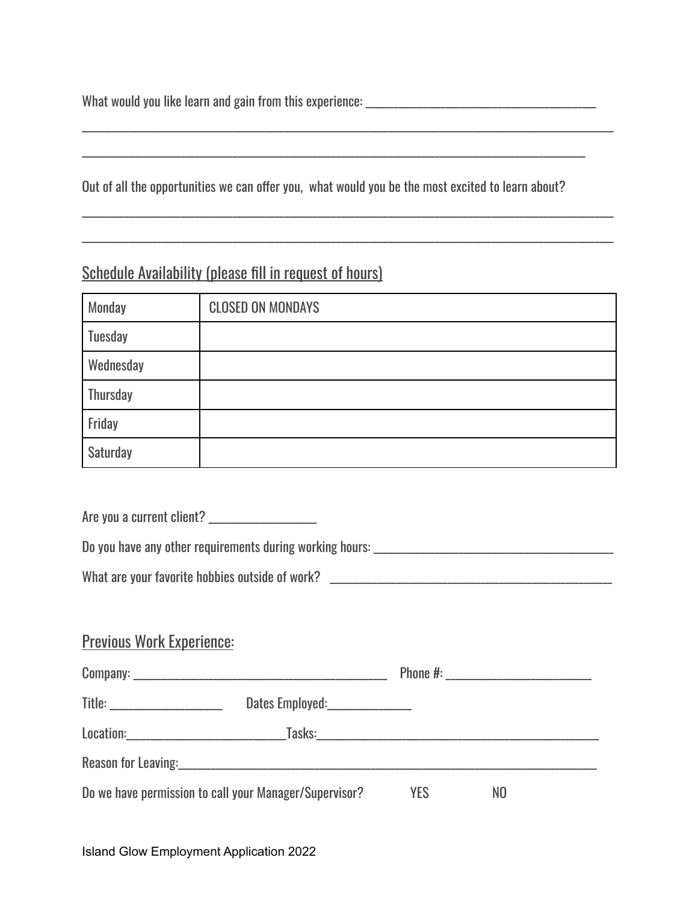What would you like learn and gain from this experience: ______________________________________

_____________________________________________________________________________________

___________________________________________________________________________________

Out of all the opportunities we can offer you, what would you be the most excited to learn about?

_____________________________________________________________________________________

_____________________________________________________________________________________

## Schedule Availability (please fill in request of hours)

| Monday | CLOSED ON MONDAYS |
|---|---|
| Tuesday | |
| Wednesday | |
| Thursday | |
| Friday | |
| Saturday | |

Are you a current client? _________________

Do you have any other requirements during working hours: ______________________________________

What are your favorite hobbies outside of work? ___________________________________________

## Previous Work Experience:

Company: ________________________________________ Phone #: ______________________

Title: _________________ Dates Employed:_____________

Location:_________________________Tasks:____________________________________________

Reason for Leaving:_____________________________________________________________________

Do we have permission to call your Manager/Supervisor? YES NO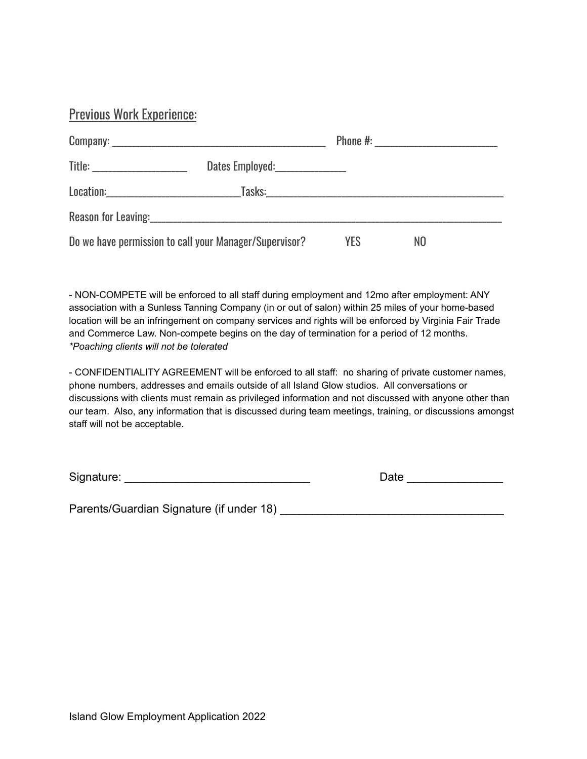## Previous Work Experience:

Company: ______________________________________ Phone #: _____________________

Title: _________________ Dates Employed:_____________

Location:________________________Tasks:__________________________________________

Reason for Leaving:_______________________________________________________________

Do we have permission to call your Manager/Supervisor? YES NO

- NON-COMPETE will be enforced to all staff during employment and 12mo after employment: ANY association with a Sunless Tanning Company (in or out of salon) within 25 miles of your home-based location will be an infringement on company services and rights will be enforced by Virginia Fair Trade and Commerce Law. Non-compete begins on the day of termination for a period of 12 months.
*\*Poaching clients will not be tolerated*

- CONFIDENTIALITY AGREEMENT will be enforced to all staff: no sharing of private customer names, phone numbers, addresses and emails outside of all Island Glow studios. All conversations or discussions with clients must remain as privileged information and not discussed with anyone other than our team. Also, any information that is discussed during team meetings, training, or discussions amongst staff will not be acceptable.

Signature: _____________________________ Date _______________

Parents/Guardian Signature (if under 18) ___________________________________

Island Glow Employment Application 2022